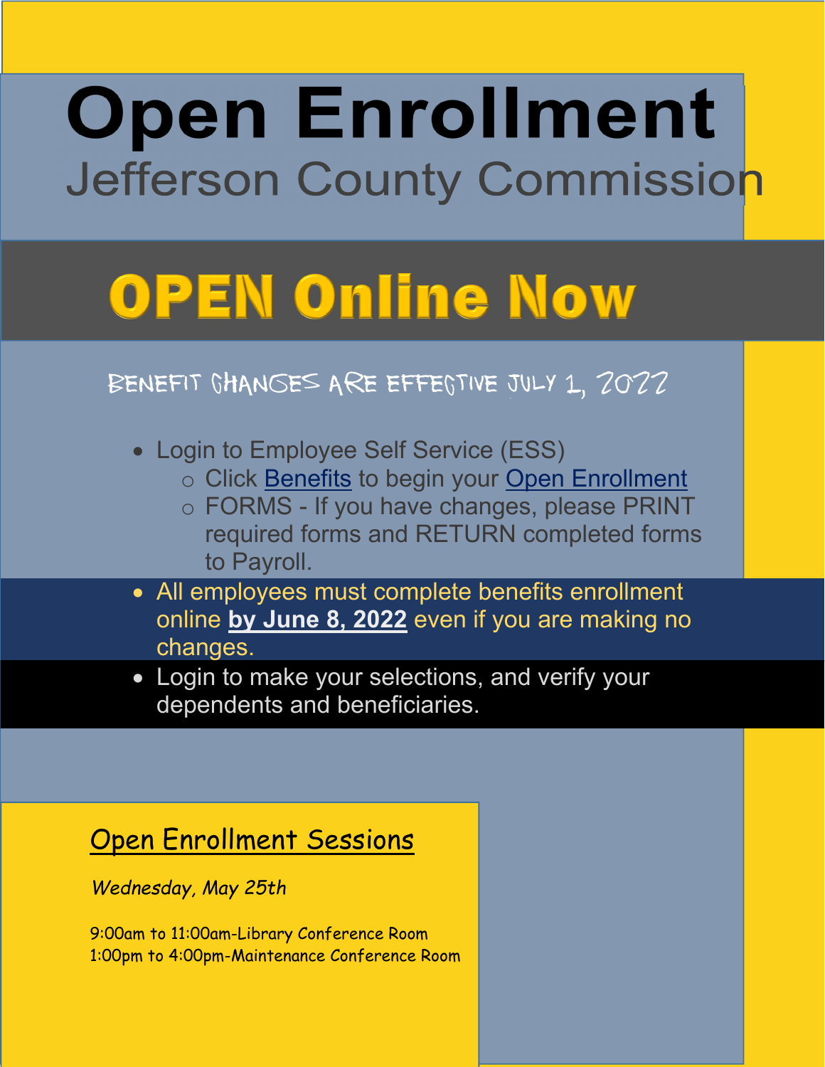# Open Enrollment

## Jefferson County Commission

# OPEN Online Now

### BENEFIT CHANGES ARE EFFECTIVE JULY 1, 2022

- Login to Employee Self Service (ESS)
  - Click Benefits to begin your Open Enrollment
  - FORMS - If you have changes, please PRINT required forms and RETURN completed forms to Payroll.
- All employees must complete benefits enrollment online **by June 8, 2022** even if you are making no changes.
- Login to make your selections, and verify your dependents and beneficiaries.

## Open Enrollment Sessions

*Wednesday, May 25th*

9:00am to 11:00am-Library Conference Room
1:00pm to 4:00pm-Maintenance Conference Room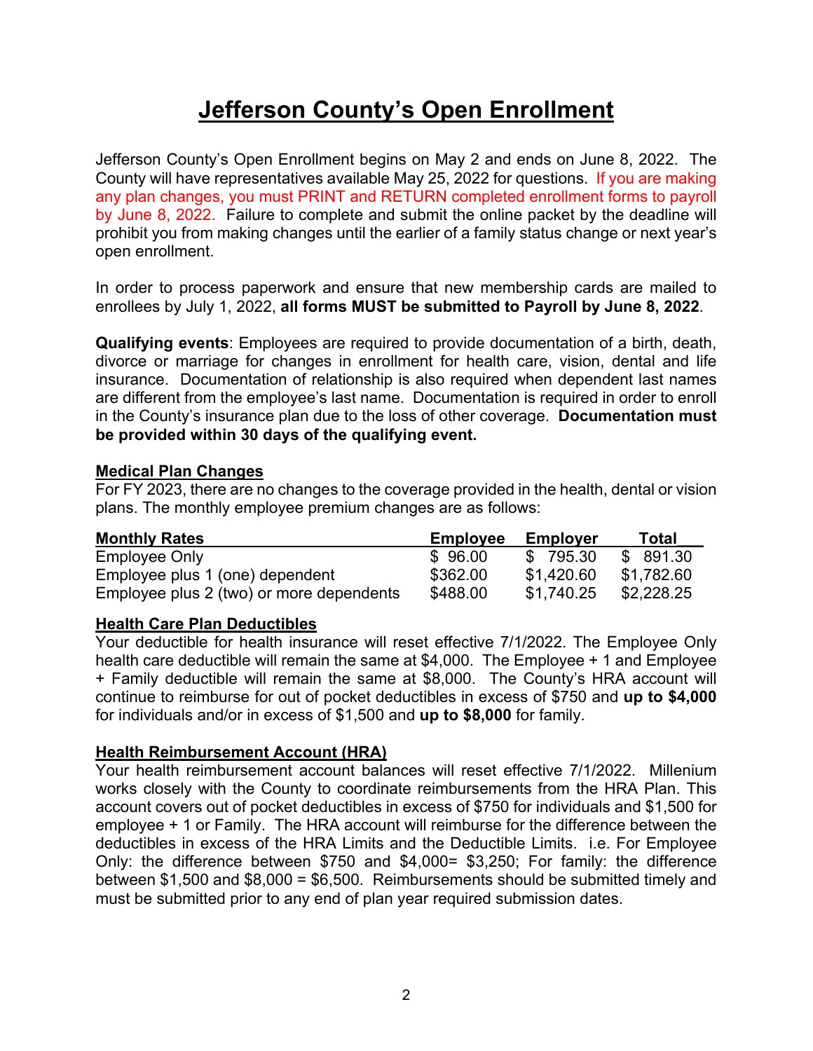# Jefferson County's Open Enrollment

Jefferson County's Open Enrollment begins on May 2 and ends on June 8, 2022. The County will have representatives available May 25, 2022 for questions. If you are making any plan changes, you must PRINT and RETURN completed enrollment forms to payroll by June 8, 2022. Failure to complete and submit the online packet by the deadline will prohibit you from making changes until the earlier of a family status change or next year's open enrollment.

In order to process paperwork and ensure that new membership cards are mailed to enrollees by July 1, 2022, **all forms MUST be submitted to Payroll by June 8, 2022**.

**Qualifying events**: Employees are required to provide documentation of a birth, death, divorce or marriage for changes in enrollment for health care, vision, dental and life insurance. Documentation of relationship is also required when dependent last names are different from the employee's last name. Documentation is required in order to enroll in the County's insurance plan due to the loss of other coverage. **Documentation must be provided within 30 days of the qualifying event.**

## Medical Plan Changes

For FY 2023, there are no changes to the coverage provided in the health, dental or vision plans. The monthly employee premium changes are as follows:

| Monthly Rates | Employee | Employer | Total |
|---|---|---|---|
| Employee Only | $ 96.00 | $ 795.30 | $ 891.30 |
| Employee plus 1 (one) dependent | $362.00 | $1,420.60 | $1,782.60 |
| Employee plus 2 (two) or more dependents | $488.00 | $1,740.25 | $2,228.25 |

## Health Care Plan Deductibles

Your deductible for health insurance will reset effective 7/1/2022. The Employee Only health care deductible will remain the same at $4,000. The Employee + 1 and Employee + Family deductible will remain the same at $8,000. The County's HRA account will continue to reimburse for out of pocket deductibles in excess of $750 and **up to $4,000** for individuals and/or in excess of $1,500 and **up to $8,000** for family.

## Health Reimbursement Account (HRA)

Your health reimbursement account balances will reset effective 7/1/2022. Millenium works closely with the County to coordinate reimbursements from the HRA Plan. This account covers out of pocket deductibles in excess of $750 for individuals and $1,500 for employee + 1 or Family. The HRA account will reimburse for the difference between the deductibles in excess of the HRA Limits and the Deductible Limits. i.e. For Employee Only: the difference between $750 and $4,000= $3,250; For family: the difference between $1,500 and $8,000 = $6,500. Reimbursements should be submitted timely and must be submitted prior to any end of plan year required submission dates.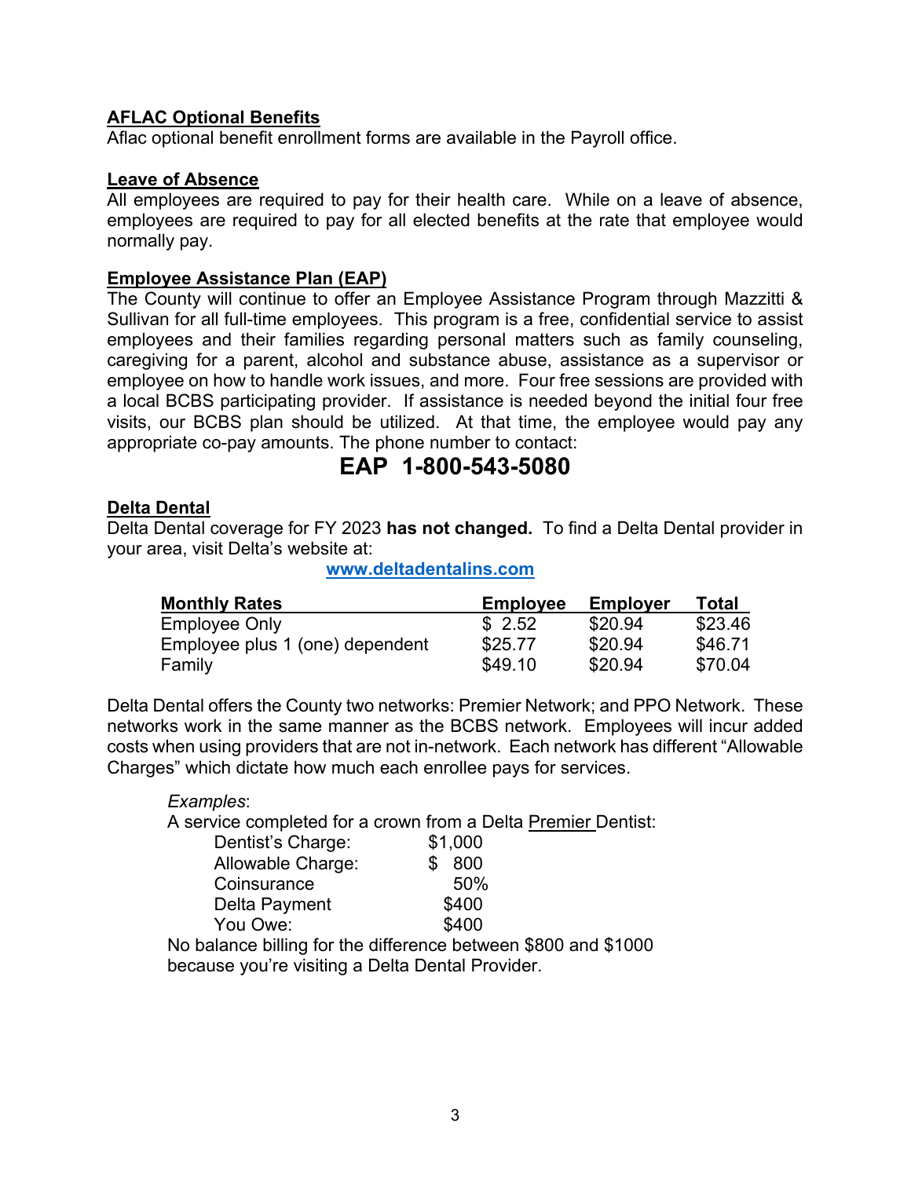## AFLAC Optional Benefits

Aflac optional benefit enrollment forms are available in the Payroll office.

## Leave of Absence

All employees are required to pay for their health care. While on a leave of absence, employees are required to pay for all elected benefits at the rate that employee would normally pay.

## Employee Assistance Plan (EAP)

The County will continue to offer an Employee Assistance Program through Mazzitti & Sullivan for all full-time employees. This program is a free, confidential service to assist employees and their families regarding personal matters such as family counseling, caregiving for a parent, alcohol and substance abuse, assistance as a supervisor or employee on how to handle work issues, and more. Four free sessions are provided with a local BCBS participating provider. If assistance is needed beyond the initial four free visits, our BCBS plan should be utilized. At that time, the employee would pay any appropriate co-pay amounts. The phone number to contact:

**EAP 1-800-543-5080**

## Delta Dental

Delta Dental coverage for FY 2023 **has not changed.** To find a Delta Dental provider in your area, visit Delta's website at:

www.deltadentalins.com

| Monthly Rates | Employee | Employer | Total |
|---|---|---|---|
| Employee Only | $ 2.52 | $20.94 | $23.46 |
| Employee plus 1 (one) dependent | $25.77 | $20.94 | $46.71 |
| Family | $49.10 | $20.94 | $70.04 |

Delta Dental offers the County two networks: Premier Network; and PPO Network. These networks work in the same manner as the BCBS network. Employees will incur added costs when using providers that are not in-network. Each network has different "Allowable Charges" which dictate how much each enrollee pays for services.

*Examples*:

A service completed for a crown from a Delta Premier Dentist:

| | |
|---|---|
| Dentist's Charge: | $1,000 |
| Allowable Charge: | $ 800 |
| Coinsurance | 50% |
| Delta Payment | $400 |
| You Owe: | $400 |

No balance billing for the difference between $800 and $1000 because you're visiting a Delta Dental Provider.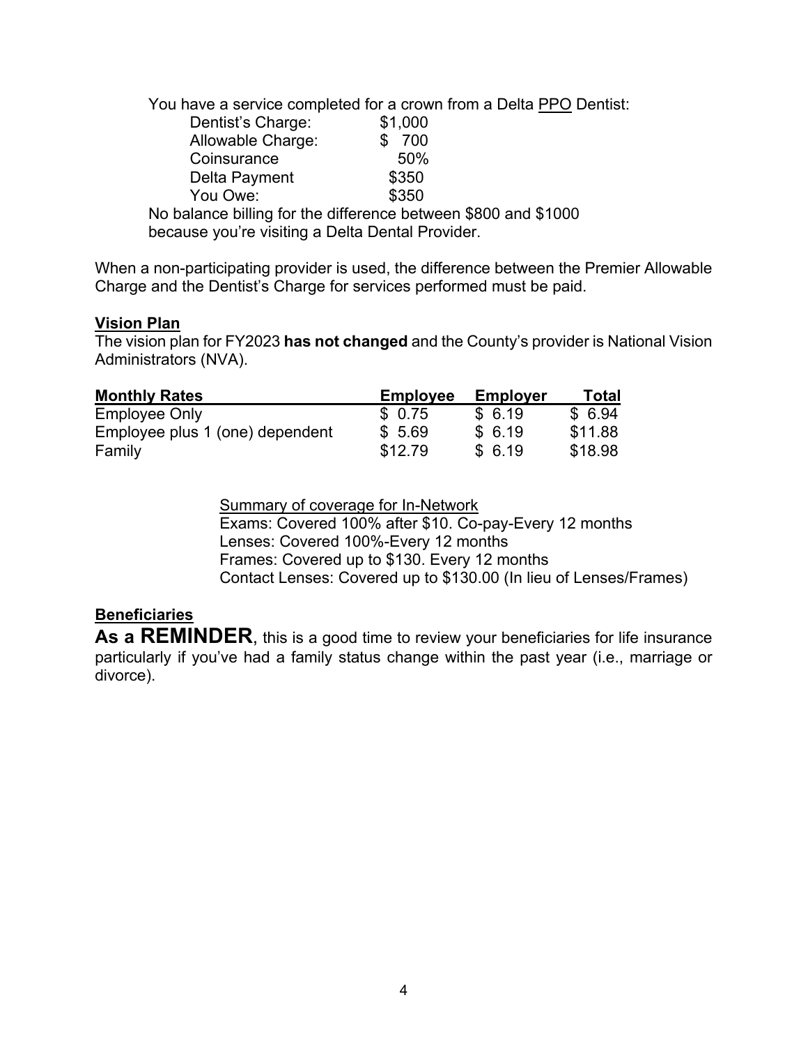You have a service completed for a crown from a Delta PPO Dentist:

| | |
|---|---|
| Dentist's Charge: | $1,000 |
| Allowable Charge: | $ 700 |
| Coinsurance | 50% |
| Delta Payment | $350 |
| You Owe: | $350 |

No balance billing for the difference between $800 and $1000 because you're visiting a Delta Dental Provider.

When a non-participating provider is used, the difference between the Premier Allowable Charge and the Dentist's Charge for services performed must be paid.

## Vision Plan

The vision plan for FY2023 **has not changed** and the County's provider is National Vision Administrators (NVA).

| Monthly Rates | Employee | Employer | Total |
|---|---|---|---|
| Employee Only | $ 0.75 | $ 6.19 | $ 6.94 |
| Employee plus 1 (one) dependent | $ 5.69 | $ 6.19 | $11.88 |
| Family | $12.79 | $ 6.19 | $18.98 |

Summary of coverage for In-Network

Exams: Covered 100% after $10. Co-pay-Every 12 months

Lenses: Covered 100%-Every 12 months

Frames: Covered up to $130. Every 12 months

Contact Lenses: Covered up to $130.00 (In lieu of Lenses/Frames)

## Beneficiaries

**As a REMINDER**, this is a good time to review your beneficiaries for life insurance particularly if you've had a family status change within the past year (i.e., marriage or divorce).